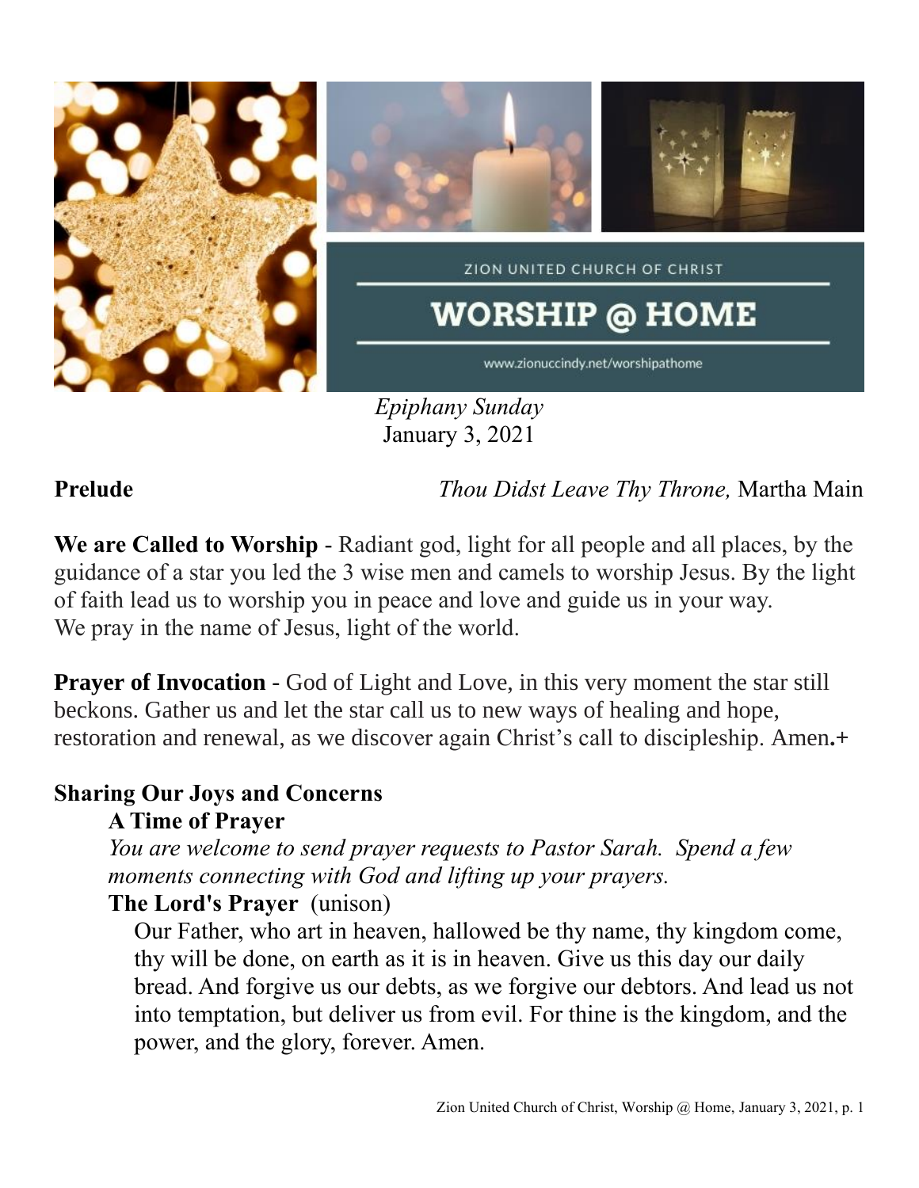ZION UNITED CHURCH OF CHRIST

# WORSHIP @ HOME

www.zionuccindy.net/worshipathome

*Epiphany Sunday*
January 3, 2021

**Prelude** *Thou Didst Leave Thy Throne,* Martha Main

**We are Called to Worship** - Radiant god, light for all people and all places, by the guidance of a star you led the 3 wise men and camels to worship Jesus. By the light of faith lead us to worship you in peace and love and guide us in your way. We pray in the name of Jesus, light of the world.

**Prayer of Invocation** - God of Light and Love, in this very moment the star still beckons. Gather us and let the star call us to new ways of healing and hope, restoration and renewal, as we discover again Christ's call to discipleship. Amen**.+**

**Sharing Our Joys and Concerns**

**A Time of Prayer**

*You are welcome to send prayer requests to Pastor Sarah. Spend a few moments connecting with God and lifting up your prayers.*

**The Lord's Prayer** (unison)

Our Father, who art in heaven, hallowed be thy name, thy kingdom come, thy will be done, on earth as it is in heaven. Give us this day our daily bread. And forgive us our debts, as we forgive our debtors. And lead us not into temptation, but deliver us from evil. For thine is the kingdom, and the power, and the glory, forever. Amen.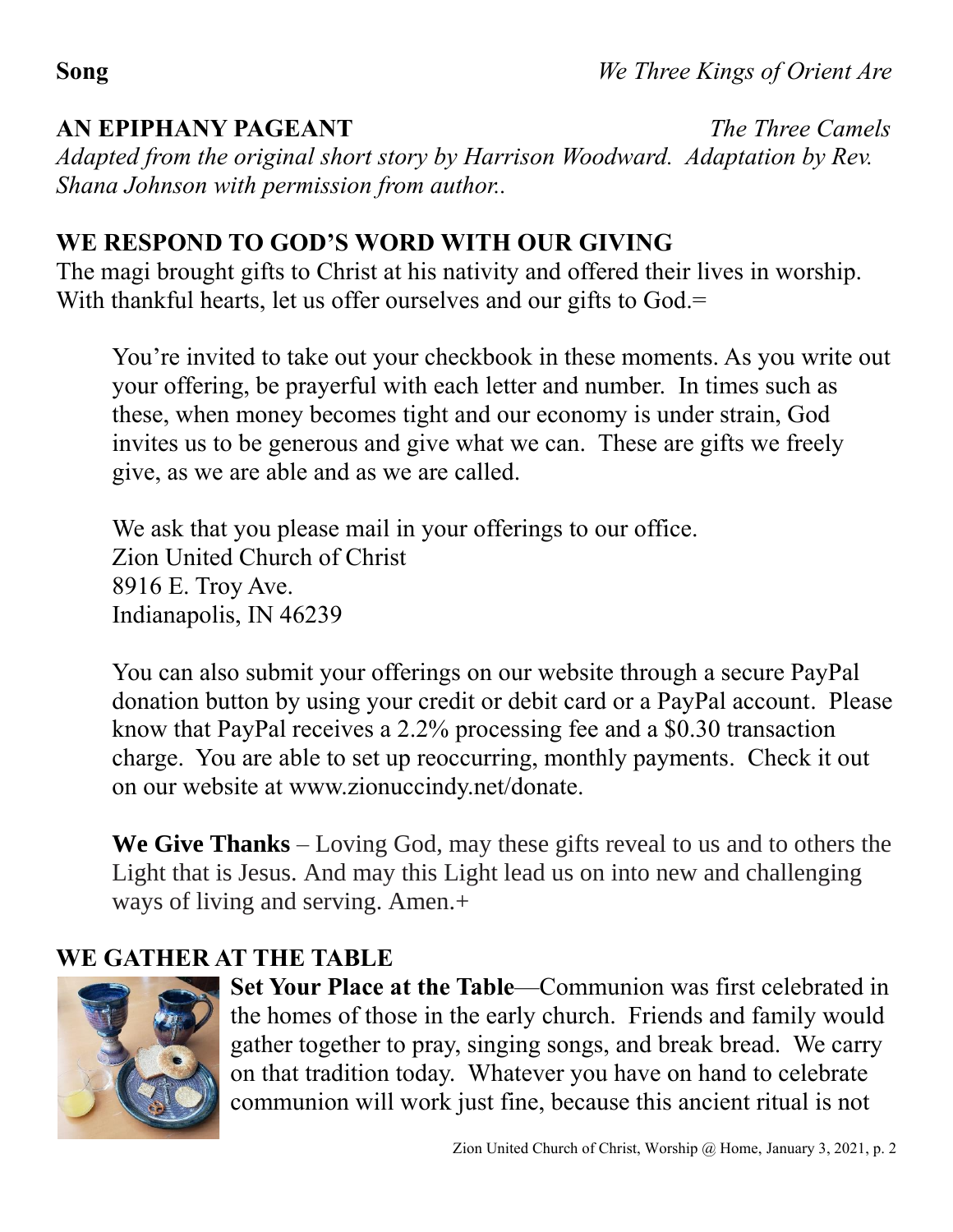**Song** *We Three Kings of Orient Are*

**AN EPIPHANY PAGEANT** *The Three Camels*

*Adapted from the original short story by Harrison Woodward. Adaptation by Rev. Shana Johnson with permission from author..*

## WE RESPOND TO GOD'S WORD WITH OUR GIVING

The magi brought gifts to Christ at his nativity and offered their lives in worship. With thankful hearts, let us offer ourselves and our gifts to God.=

You're invited to take out your checkbook in these moments. As you write out your offering, be prayerful with each letter and number. In times such as these, when money becomes tight and our economy is under strain, God invites us to be generous and give what we can. These are gifts we freely give, as we are able and as we are called.

We ask that you please mail in your offerings to our office.
Zion United Church of Christ
8916 E. Troy Ave.
Indianapolis, IN 46239

You can also submit your offerings on our website through a secure PayPal donation button by using your credit or debit card or a PayPal account. Please know that PayPal receives a 2.2% processing fee and a $0.30 transaction charge. You are able to set up reoccurring, monthly payments. Check it out on our website at www.zionuccindy.net/donate.

**We Give Thanks** – Loving God, may these gifts reveal to us and to others the Light that is Jesus. And may this Light lead us on into new and challenging ways of living and serving. Amen.+

## WE GATHER AT THE TABLE

**Set Your Place at the Table**—Communion was first celebrated in the homes of those in the early church. Friends and family would gather together to pray, singing songs, and break bread. We carry on that tradition today. Whatever you have on hand to celebrate communion will work just fine, because this ancient ritual is not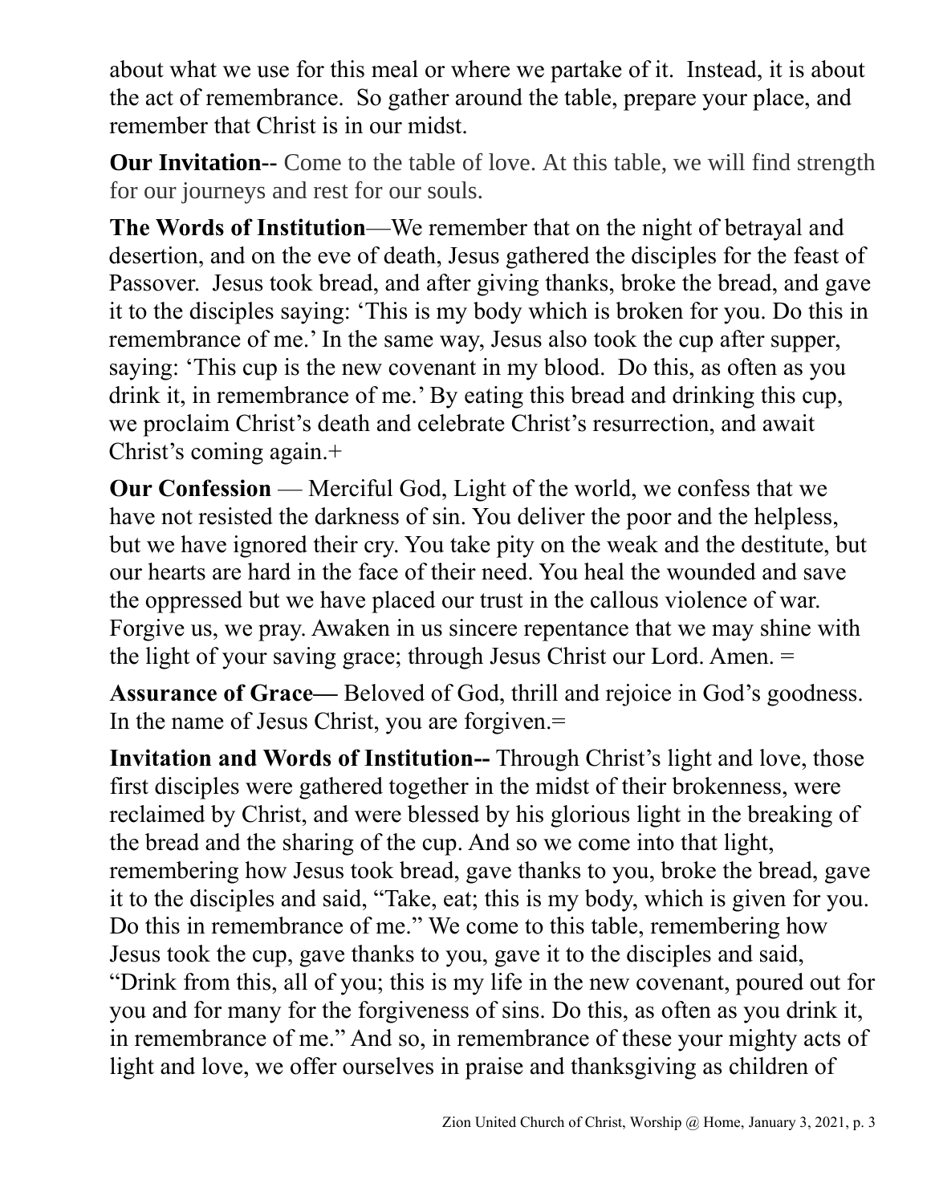about what we use for this meal or where we partake of it. Instead, it is about the act of remembrance. So gather around the table, prepare your place, and remember that Christ is in our midst.

**Our Invitation--** Come to the table of love. At this table, we will find strength for our journeys and rest for our souls.

**The Words of Institution**—We remember that on the night of betrayal and desertion, and on the eve of death, Jesus gathered the disciples for the feast of Passover. Jesus took bread, and after giving thanks, broke the bread, and gave it to the disciples saying: 'This is my body which is broken for you. Do this in remembrance of me.' In the same way, Jesus also took the cup after supper, saying: 'This cup is the new covenant in my blood. Do this, as often as you drink it, in remembrance of me.' By eating this bread and drinking this cup, we proclaim Christ's death and celebrate Christ's resurrection, and await Christ's coming again.+

**Our Confession** — Merciful God, Light of the world, we confess that we have not resisted the darkness of sin. You deliver the poor and the helpless, but we have ignored their cry. You take pity on the weak and the destitute, but our hearts are hard in the face of their need. You heal the wounded and save the oppressed but we have placed our trust in the callous violence of war. Forgive us, we pray. Awaken in us sincere repentance that we may shine with the light of your saving grace; through Jesus Christ our Lord. Amen. =

**Assurance of Grace—** Beloved of God, thrill and rejoice in God's goodness. In the name of Jesus Christ, you are forgiven.=

**Invitation and Words of Institution--** Through Christ's light and love, those first disciples were gathered together in the midst of their brokenness, were reclaimed by Christ, and were blessed by his glorious light in the breaking of the bread and the sharing of the cup. And so we come into that light, remembering how Jesus took bread, gave thanks to you, broke the bread, gave it to the disciples and said, "Take, eat; this is my body, which is given for you. Do this in remembrance of me." We come to this table, remembering how Jesus took the cup, gave thanks to you, gave it to the disciples and said, "Drink from this, all of you; this is my life in the new covenant, poured out for you and for many for the forgiveness of sins. Do this, as often as you drink it, in remembrance of me." And so, in remembrance of these your mighty acts of light and love, we offer ourselves in praise and thanksgiving as children of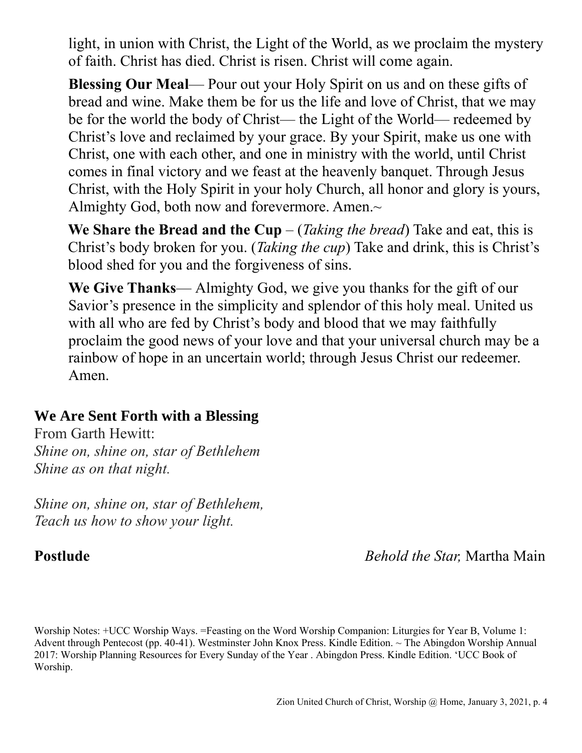light, in union with Christ, the Light of the World, as we proclaim the mystery of faith. Christ has died. Christ is risen. Christ will come again.

**Blessing Our Meal**— Pour out your Holy Spirit on us and on these gifts of bread and wine. Make them be for us the life and love of Christ, that we may be for the world the body of Christ— the Light of the World— redeemed by Christ's love and reclaimed by your grace. By your Spirit, make us one with Christ, one with each other, and one in ministry with the world, until Christ comes in final victory and we feast at the heavenly banquet. Through Jesus Christ, with the Holy Spirit in your holy Church, all honor and glory is yours, Almighty God, both now and forevermore. Amen.~

**We Share the Bread and the Cup** – (*Taking the bread*) Take and eat, this is Christ's body broken for you. (*Taking the cup*) Take and drink, this is Christ's blood shed for you and the forgiveness of sins.

**We Give Thanks**— Almighty God, we give you thanks for the gift of our Savior's presence in the simplicity and splendor of this holy meal. United us with all who are fed by Christ's body and blood that we may faithfully proclaim the good news of your love and that your universal church may be a rainbow of hope in an uncertain world; through Jesus Christ our redeemer. Amen.

## We Are Sent Forth with a Blessing

From Garth Hewitt:
*Shine on, shine on, star of Bethlehem*
*Shine as on that night.*

*Shine on, shine on, star of Bethlehem,*
*Teach us how to show your light.*

**Postlude** *Behold the Star,* Martha Main

Worship Notes: +UCC Worship Ways. =Feasting on the Word Worship Companion: Liturgies for Year B, Volume 1: Advent through Pentecost (pp. 40-41). Westminster John Knox Press. Kindle Edition. ~ The Abingdon Worship Annual 2017: Worship Planning Resources for Every Sunday of the Year . Abingdon Press. Kindle Edition. 'UCC Book of Worship.